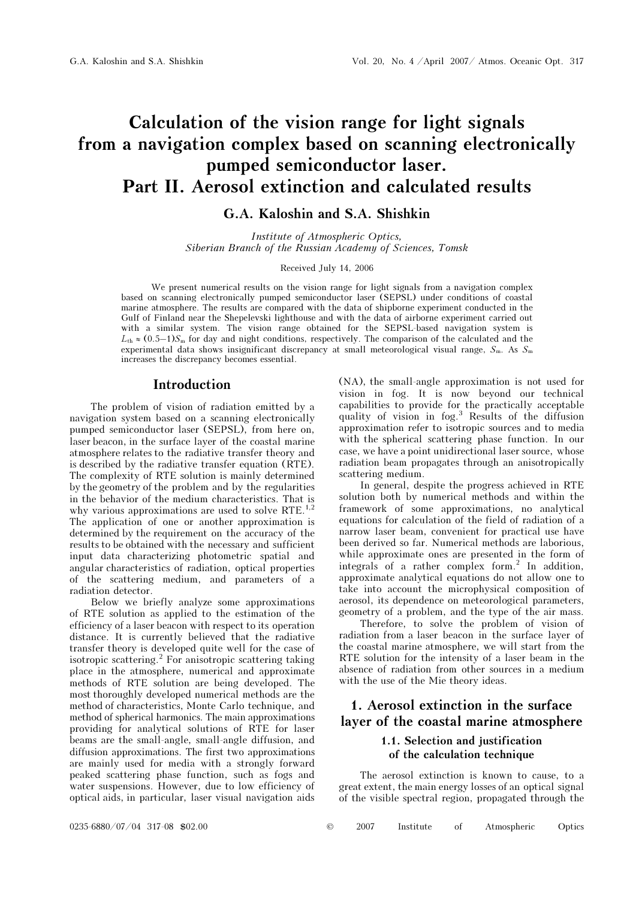// Calculation of the vision range for light signals from a navigation complex based on scanning electronically pumped semiconductor laser. Part II. Aerosol extinction and calculated results

# Calculation of the vision range for light signals from a navigation complex based on scanning electronically pumped semiconductor laser. Part II. Aerosol extinction and calculated results

**G.A. Kaloshin and S.A. Shishkin**

*Institute of Atmospheric Optics, Siberian Branch of the Russian Academy of Sciences, Tomsk*

Received July 14, 2006

We present numerical results on the vision range for light signals from a navigation complex based on scanning electronically pumped semiconductor laser (SEPSL) under conditions of coastal marine atmosphere. The results are compared with the data of shipborne experiment conducted in the Gulf of Finland near the Shepelevski lighthouse and with the data of airborne experiment carried out with a similar system. The vision range obtained for the SEPSL-based navigation system is $L_{\text{th}} \approx (0.5–1)S_{\text{m}}$ for day and night conditions, respectively. The comparison of the calculated and the experimental data shows insignificant discrepancy at small meteorological visual range, $S_{\text{m}}$. As $S_{\text{m}}$ increases the discrepancy becomes essential.

## Introduction

The problem of vision of radiation emitted by a navigation system based on a scanning electronically pumped semiconductor laser (SEPSL), from here on, laser beacon, in the surface layer of the coastal marine atmosphere relates to the radiative transfer theory and is described by the radiative transfer equation (RTE). The complexity of RTE solution is mainly determined by the geometry of the problem and by the regularities in the behavior of the medium characteristics. That is why various approximations are used to solve RTE.[1,2] The application of one or another approximation is determined by the requirement on the accuracy of the results to be obtained with the necessary and sufficient input data characterizing photometric spatial and angular characteristics of radiation, optical properties of the scattering medium, and parameters of a radiation detector.

Below we briefly analyze some approximations of RTE solution as applied to the estimation of the efficiency of a laser beacon with respect to its operation distance. It is currently believed that the radiative transfer theory is developed quite well for the case of isotropic scattering.[2] For anisotropic scattering taking place in the atmosphere, numerical and approximate methods of RTE solution are being developed. The most thoroughly developed numerical methods are the method of characteristics, Monte Carlo technique, and method of spherical harmonics. The main approximations providing for analytical solutions of RTE for laser beams are the small-angle, small-angle diffusion, and diffusion approximations. The first two approximations are mainly used for media with a strongly forward peaked scattering phase function, such as fogs and water suspensions. However, due to low efficiency of optical aids, in particular, laser visual navigation aids (NA), the small-angle approximation is not used for vision in fog. It is now beyond our technical capabilities to provide for the practically acceptable quality of vision in fog.[3] Results of the diffusion approximation refer to isotropic sources and to media with the spherical scattering phase function. In our case, we have a point unidirectional laser source, whose radiation beam propagates through an anisotropically scattering medium.

In general, despite the progress achieved in RTE solution both by numerical methods and within the framework of some approximations, no analytical equations for calculation of the field of radiation of a narrow laser beam, convenient for practical use have been derived so far. Numerical methods are laborious, while approximate ones are presented in the form of integrals of a rather complex form.[2] In addition, approximate analytical equations do not allow one to take into account the microphysical composition of aerosol, its dependence on meteorological parameters, geometry of a problem, and the type of the air mass.

Therefore, to solve the problem of vision of radiation from a laser beacon in the surface layer of the coastal marine atmosphere, we will start from the RTE solution for the intensity of a laser beam in the absence of radiation from other sources in a medium with the use of the Mie theory ideas.

## 1. Aerosol extinction in the surface layer of the coastal marine atmosphere

### 1.1. Selection and justification of the calculation technique

The aerosol extinction is known to cause, to a great extent, the main energy losses of an optical signal of the visible spectral region, propagated through the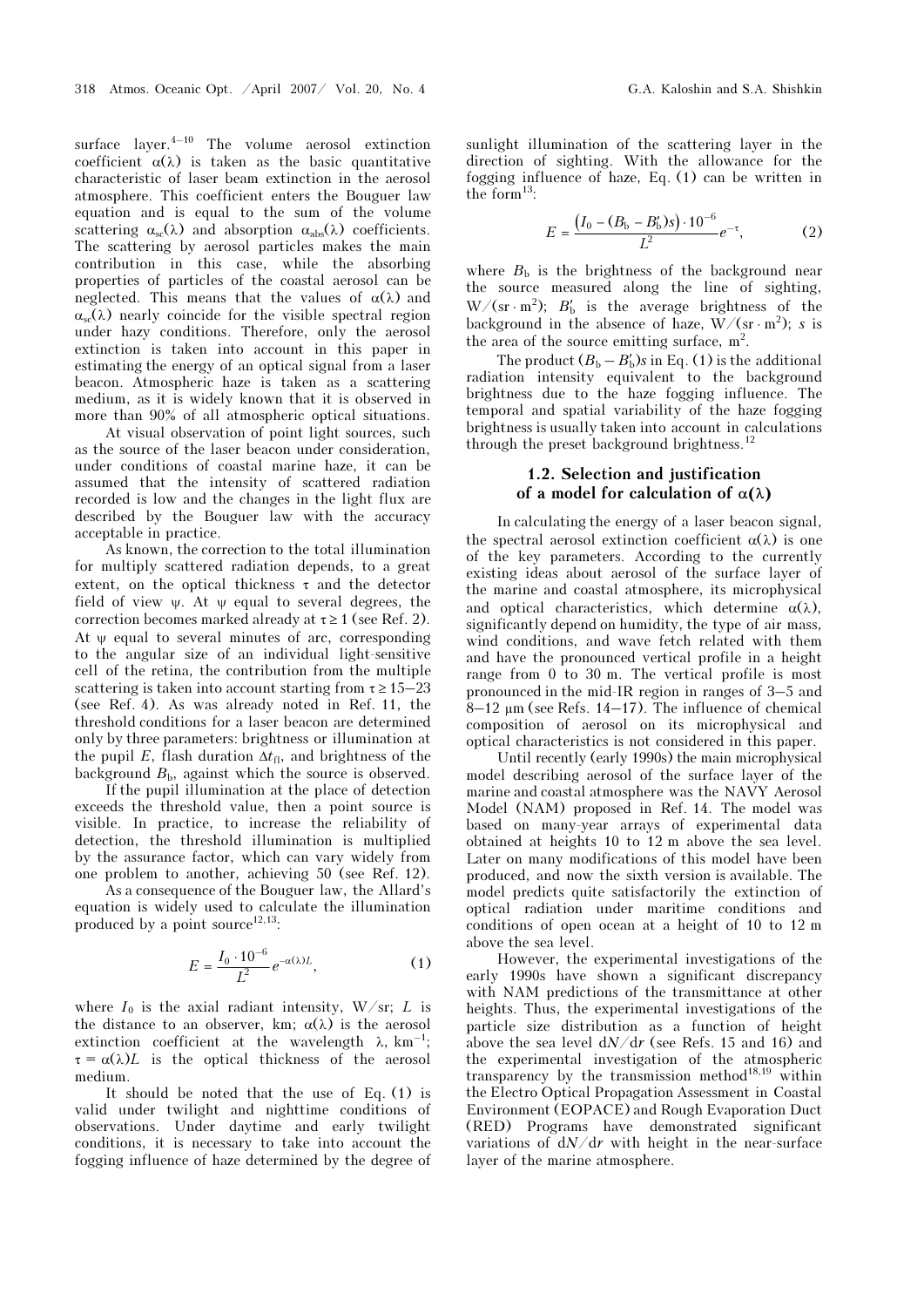surface layer.[4–10] The volume aerosol extinction coefficient $\alpha(\lambda)$ is taken as the basic quantitative characteristic of laser beam extinction in the aerosol atmosphere. This coefficient enters the Bouguer law equation and is equal to the sum of the volume scattering $\alpha_{sc}(\lambda)$ and absorption $\alpha_{abs}(\lambda)$ coefficients. The scattering by aerosol particles makes the main contribution in this case, while the absorbing properties of particles of the coastal aerosol can be neglected. This means that the values of $\alpha(\lambda)$ and $\alpha_{sc}(\lambda)$ nearly coincide for the visible spectral region under hazy conditions. Therefore, only the aerosol extinction is taken into account in this paper in estimating the energy of an optical signal from a laser beacon. Atmospheric haze is taken as a scattering medium, as it is widely known that it is observed in more than 90% of all atmospheric optical situations.

At visual observation of point light sources, such as the source of the laser beacon under consideration, under conditions of coastal marine haze, it can be assumed that the intensity of scattered radiation recorded is low and the changes in the light flux are described by the Bouguer law with the accuracy acceptable in practice.

As known, the correction to the total illumination for multiply scattered radiation depends, to a great extent, on the optical thickness $\tau$ and the detector field of view $\psi$. At $\psi$ equal to several degrees, the correction becomes marked already at $\tau \geq 1$ (see Ref. 2). At $\psi$ equal to several minutes of arc, corresponding to the angular size of an individual light-sensitive cell of the retina, the contribution from the multiple scattering is taken into account starting from $\tau \geq 15$–$23$ (see Ref. 4). As was already noted in Ref. 11, the threshold conditions for a laser beacon are determined only by three parameters: brightness or illumination at the pupil $E$, flash duration $\Delta t_{fl}$, and brightness of the background $B_b$, against which the source is observed.

If the pupil illumination at the place of detection exceeds the threshold value, then a point source is visible. In practice, to increase the reliability of detection, the threshold illumination is multiplied by the assurance factor, which can vary widely from one problem to another, achieving 50 (see Ref. 12).

As a consequence of the Bouguer law, the Allard's equation is widely used to calculate the illumination produced by a point source[12,13]:

$$E = \frac{I_0 \cdot 10^{-6}}{L^2} e^{-\alpha(\lambda)L}, \tag{1}$$

where $I_0$ is the axial radiant intensity, W/sr; $L$ is the distance to an observer, km; $\alpha(\lambda)$ is the aerosol extinction coefficient at the wavelength $\lambda$, km$^{-1}$; $\tau = \alpha(\lambda)L$ is the optical thickness of the aerosol medium.

It should be noted that the use of Eq. (1) is valid under twilight and nighttime conditions of observations. Under daytime and early twilight conditions, it is necessary to take into account the fogging influence of haze determined by the degree of sunlight illumination of the scattering layer in the direction of sighting. With the allowance for the fogging influence of haze, Eq. (1) can be written in the form[13]:

$$E = \frac{\left(I_0 - (B_b - B_b')s\right) \cdot 10^{-6}}{L^2} e^{-\tau}, \tag{2}$$

where $B_b$ is the brightness of the background near the source measured along the line of sighting, W/(sr · m$^2$); $B_b'$ is the average brightness of the background in the absence of haze, W/(sr · m$^2$); $s$ is the area of the source emitting surface, m$^2$.

The product $(B_b - B_b')s$ in Eq. (1) is the additional radiation intensity equivalent to the background brightness due to the haze fogging influence. The temporal and spatial variability of the haze fogging brightness is usually taken into account in calculations through the preset background brightness.[12]

### 1.2. Selection and justification of a model for calculation of $\alpha(\lambda)$

In calculating the energy of a laser beacon signal, the spectral aerosol extinction coefficient $\alpha(\lambda)$ is one of the key parameters. According to the currently existing ideas about aerosol of the surface layer of the marine and coastal atmosphere, its microphysical and optical characteristics, which determine $\alpha(\lambda)$, significantly depend on humidity, the type of air mass, wind conditions, and wave fetch related with them and have the pronounced vertical profile in a height range from 0 to 30 m. The vertical profile is most pronounced in the mid-IR region in ranges of 3–5 and 8–12 μm (see Refs. 14–17). The influence of chemical composition of aerosol on its microphysical and optical characteristics is not considered in this paper.

Until recently (early 1990s) the main microphysical model describing aerosol of the surface layer of the marine and coastal atmosphere was the NAVY Aerosol Model (NAM) proposed in Ref. 14. The model was based on many-year arrays of experimental data obtained at heights 10 to 12 m above the sea level. Later on many modifications of this model have been produced, and now the sixth version is available. The model predicts quite satisfactorily the extinction of optical radiation under maritime conditions and conditions of open ocean at a height of 10 to 12 m above the sea level.

However, the experimental investigations of the early 1990s have shown a significant discrepancy with NAM predictions of the transmittance at other heights. Thus, the experimental investigations of the particle size distribution as a function of height above the sea level $dN/dr$ (see Refs. 15 and 16) and the experimental investigation of the atmospheric transparency by the transmission method[18,19] within the Electro Optical Propagation Assessment in Coastal Environment (EOPACE) and Rough Evaporation Duct (RED) Programs have demonstrated significant variations of $dN/dr$ with height in the near-surface layer of the marine atmosphere.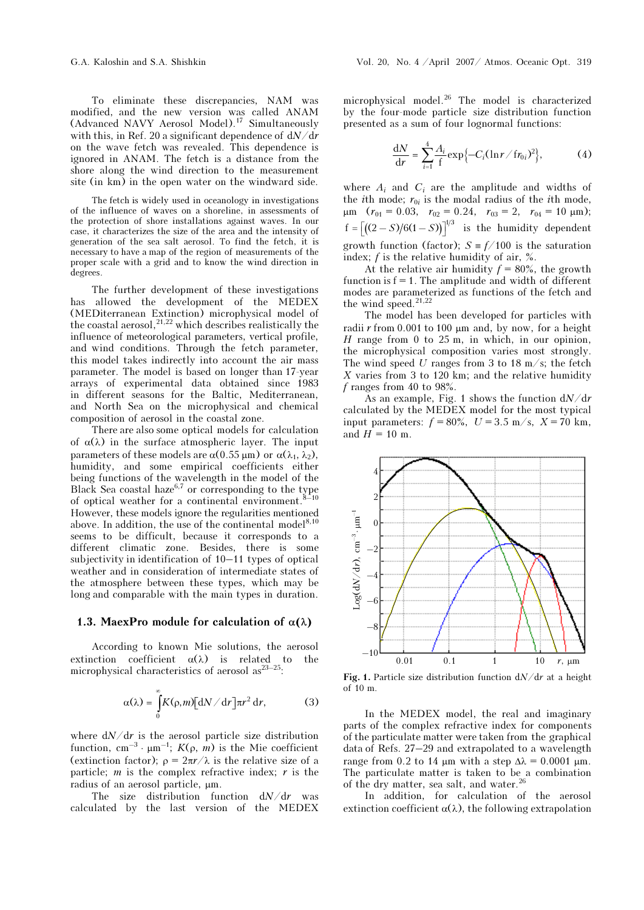To eliminate these discrepancies, NAM was modified, and the new version was called ANAM (Advanced NAVY Aerosol Model).[17] Simultaneously with this, in Ref. 20 a significant dependence of $dN/dr$ on the wave fetch was revealed. This dependence is ignored in ANAM. The fetch is a distance from the shore along the wind direction to the measurement site (in km) in the open water on the windward side.

The fetch is widely used in oceanology in investigations of the influence of waves on a shoreline, in assessments of the protection of shore installations against waves. In our case, it characterizes the size of the area and the intensity of generation of the sea salt aerosol. To find the fetch, it is necessary to have a map of the region of measurements of the proper scale with a grid and to know the wind direction in degrees.

The further development of these investigations has allowed the development of the MEDEX (MEDiterranean Extinction) microphysical model of the coastal aerosol,[21,22] which describes realistically the influence of meteorological parameters, vertical profile, and wind conditions. Through the fetch parameter, this model takes indirectly into account the air mass parameter. The model is based on longer than 17-year arrays of experimental data obtained since 1983 in different seasons for the Baltic, Mediterranean, and North Sea on the microphysical and chemical composition of aerosol in the coastal zone.

There are also some optical models for calculation of $\alpha(\lambda)$ in the surface atmospheric layer. The input parameters of these models are $\alpha(0.55\ \mu m)$ or $\alpha(\lambda_1, \lambda_2)$, humidity, and some empirical coefficients either being functions of the wavelength in the model of the Black Sea coastal haze[6,7] or corresponding to the type of optical weather for a continental environment.[8–10] However, these models ignore the regularities mentioned above. In addition, the use of the continental model[8,10] seems to be difficult, because it corresponds to a different climatic zone. Besides, there is some subjectivity in identification of 10–11 types of optical weather and in consideration of intermediate states of the atmosphere between these types, which may be long and comparable with the main types in duration.

### 1.3. MaexPro module for calculation of $\alpha(\lambda)$

According to known Mie solutions, the aerosol extinction coefficient $\alpha(\lambda)$ is related to the microphysical characteristics of aerosol as[23–25]:

$$\alpha(\lambda) = \int_0^\infty K(\rho, m)[dN/dr]\pi r^2\, dr, \tag{3}$$

where $dN/dr$ is the aerosol particle size distribution function, $cm^{-3} \cdot \mu m^{-1}$; $K(\rho, m)$ is the Mie coefficient (extinction factor); $\rho = 2\pi r/\lambda$ is the relative size of a particle; $m$ is the complex refractive index; $r$ is the radius of an aerosol particle, μm.

The size distribution function $dN/dr$ was calculated by the last version of the MEDEX microphysical model.[26] The model is characterized by the four-mode particle size distribution function presented as a sum of four lognormal functions:

$$\frac{dN}{dr} = \sum_{i=1}^{4} \frac{A_i}{f} \exp\{-C_i(\ln r / f r_{0i})^2\}, \tag{4}$$

where $A_i$ and $C_i$ are the amplitude and widths of the $i$th mode; $r_{0i}$ is the modal radius of the $i$th mode, μm ($r_{01} = 0.03$, $r_{02} = 0.24$, $r_{03} = 2$, $r_{04} = 10$ μm); $f = \left[(2 - S)/6(1 - S)\right]^{1/3}$ is the humidity dependent growth function (factor); $S \equiv f/100$ is the saturation index; $f$ is the relative humidity of air, %.

At the relative air humidity $f = 80\%$, the growth function is $f = 1$. The amplitude and width of different modes are parameterized as functions of the fetch and the wind speed.[21,22]

The model has been developed for particles with radii $r$ from 0.001 to 100 μm and, by now, for a height $H$ range from 0 to 25 m, in which, in our opinion, the microphysical composition varies most strongly. The wind speed $U$ ranges from 3 to 18 m/s; the fetch $X$ varies from 3 to 120 km; and the relative humidity $f$ ranges from 40 to 98%.

As an example, Fig. 1 shows the function $dN/dr$ calculated by the MEDEX model for the most typical input parameters: $f = 80\%$, $U = 3.5$ m/s, $X = 70$ km, and $H = 10$ m.

**Fig. 1.** Particle size distribution function $dN/dr$ at a height of 10 m.

In the MEDEX model, the real and imaginary parts of the complex refractive index for components of the particulate matter were taken from the graphical data of Refs. 27–29 and extrapolated to a wavelength range from 0.2 to 14 μm with a step $\Delta\lambda = 0.0001$ μm. The particulate matter is taken to be a combination of the dry matter, sea salt, and water.[26]

In addition, for calculation of the aerosol extinction coefficient $\alpha(\lambda)$, the following extrapolation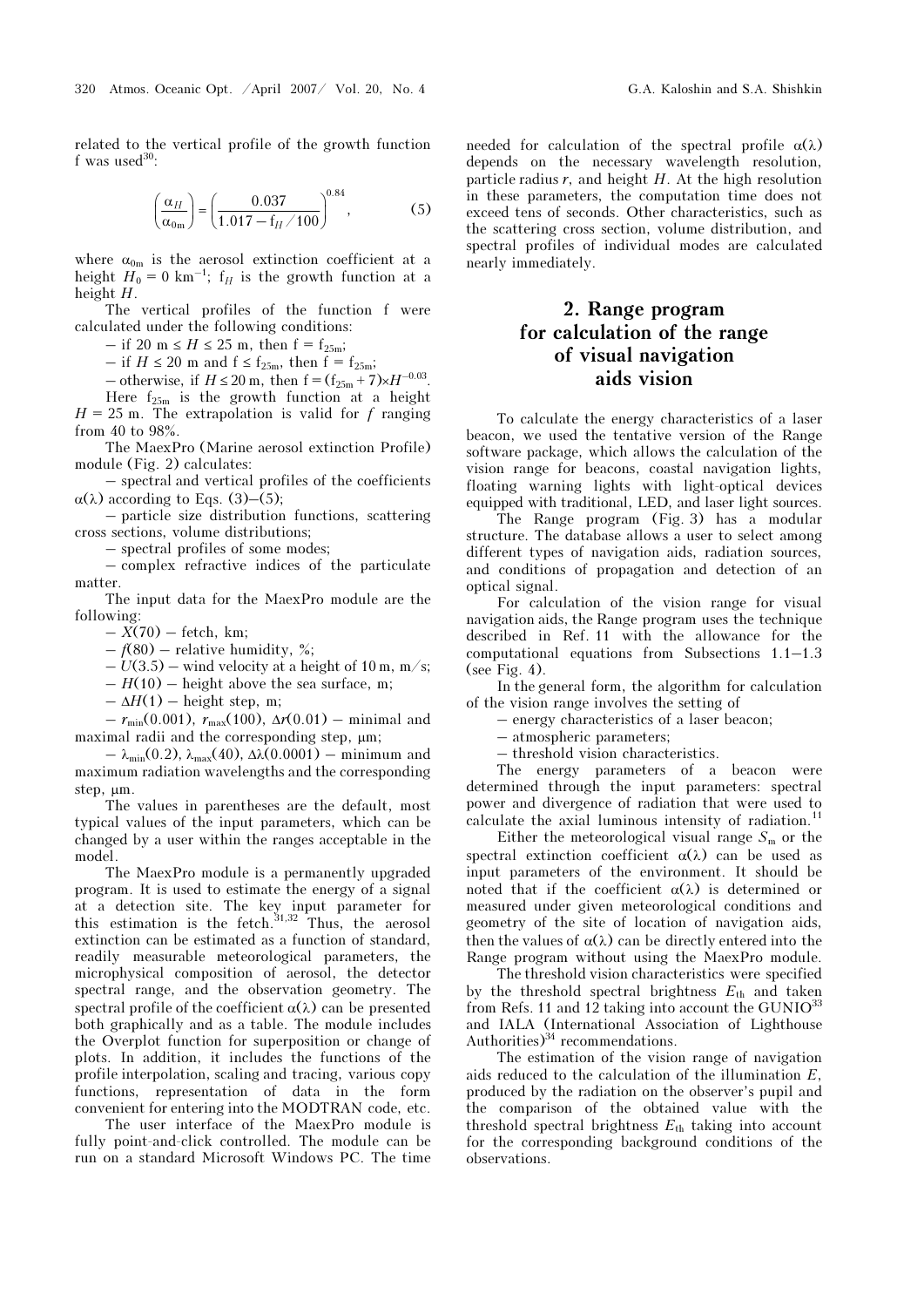related to the vertical profile of the growth function f was used[30]:

$$\left(\frac{\alpha_H}{\alpha_{0m}}\right) = \left(\frac{0.037}{1.017 - f_H / 100}\right)^{0.84}, \qquad (5)$$

where $\alpha_{0m}$ is the aerosol extinction coefficient at a height $H_0 = 0$ km$^{-1}$; $f_H$ is the growth function at a height $H$.

The vertical profiles of the function f were calculated under the following conditions:

– if 20 m ≤ $H$ ≤ 25 m, then $f = f_{25m}$;

– if $H \le 20$ m and $f \le f_{25m}$, then $f = f_{25m}$;

– otherwise, if $H \le 20$ m, then $f = (f_{25m} + 7) \times H^{-0.03}$.

Here $f_{25m}$ is the growth function at a height $H = 25$ m. The extrapolation is valid for $f$ ranging from 40 to 98%.

The MaexPro (Marine aerosol extinction Profile) module (Fig. 2) calculates:

– spectral and vertical profiles of the coefficients $\alpha(\lambda)$ according to Eqs. (3)–(5);

– particle size distribution functions, scattering cross sections, volume distributions;

– spectral profiles of some modes;

– complex refractive indices of the particulate matter.

The input data for the MaexPro module are the following:

– $X$(70) – fetch, km;

– $f$(80) – relative humidity, %;

– $U$(3.5) – wind velocity at a height of 10 m, m/s;

– $H$(10) – height above the sea surface, m;

– $\Delta H$(1) – height step, m;

– $r_{min}$(0.001), $r_{max}$(100), $\Delta r$(0.01) – minimal and maximal radii and the corresponding step, μm;

– $\lambda_{min}$(0.2), $\lambda_{max}$(40), $\Delta\lambda$(0.0001) – minimum and maximum radiation wavelengths and the corresponding step, μm.

The values in parentheses are the default, most typical values of the input parameters, which can be changed by a user within the ranges acceptable in the model.

The MaexPro module is a permanently upgraded program. It is used to estimate the energy of a signal at a detection site. The key input parameter for this estimation is the fetch.[31,32] Thus, the aerosol extinction can be estimated as a function of standard, readily measurable meteorological parameters, the microphysical composition of aerosol, the detector spectral range, and the observation geometry. The spectral profile of the coefficient $\alpha(\lambda)$ can be presented both graphically and as a table. The module includes the Overplot function for superposition or change of plots. In addition, it includes the functions of the profile interpolation, scaling and tracing, various copy functions, representation of data in the form convenient for entering into the MODTRAN code, etc.

The user interface of the MaexPro module is fully point-and-click controlled. The module can be run on a standard Microsoft Windows PC. The time needed for calculation of the spectral profile $\alpha(\lambda)$ depends on the necessary wavelength resolution, particle radius $r$, and height $H$. At the high resolution in these parameters, the computation time does not exceed tens of seconds. Other characteristics, such as the scattering cross section, volume distribution, and spectral profiles of individual modes are calculated nearly immediately.

## 2. Range program for calculation of the range of visual navigation aids vision

To calculate the energy characteristics of a laser beacon, we used the tentative version of the Range software package, which allows the calculation of the vision range for beacons, coastal navigation lights, floating warning lights with light-optical devices equipped with traditional, LED, and laser light sources.

The Range program (Fig. 3) has a modular structure. The database allows a user to select among different types of navigation aids, radiation sources, and conditions of propagation and detection of an optical signal.

For calculation of the vision range for visual navigation aids, the Range program uses the technique described in Ref. 11 with the allowance for the computational equations from Subsections 1.1–1.3 (see Fig. 4).

In the general form, the algorithm for calculation of the vision range involves the setting of

– energy characteristics of a laser beacon;

– atmospheric parameters;

– threshold vision characteristics.

The energy parameters of a beacon were determined through the input parameters: spectral power and divergence of radiation that were used to calculate the axial luminous intensity of radiation.[11]

Either the meteorological visual range $S_m$ or the spectral extinction coefficient $\alpha(\lambda)$ can be used as input parameters of the environment. It should be noted that if the coefficient $\alpha(\lambda)$ is determined or measured under given meteorological conditions and geometry of the site of location of navigation aids, then the values of $\alpha(\lambda)$ can be directly entered into the Range program without using the MaexPro module.

The threshold vision characteristics were specified by the threshold spectral brightness $E_{th}$ and taken from Refs. 11 and 12 taking into account the GUNIO[33] and IALA (International Association of Lighthouse Authorities)[34] recommendations.

The estimation of the vision range of navigation aids reduced to the calculation of the illumination $E$, produced by the radiation on the observer's pupil and the comparison of the obtained value with the threshold spectral brightness $E_{th}$ taking into account for the corresponding background conditions of the observations.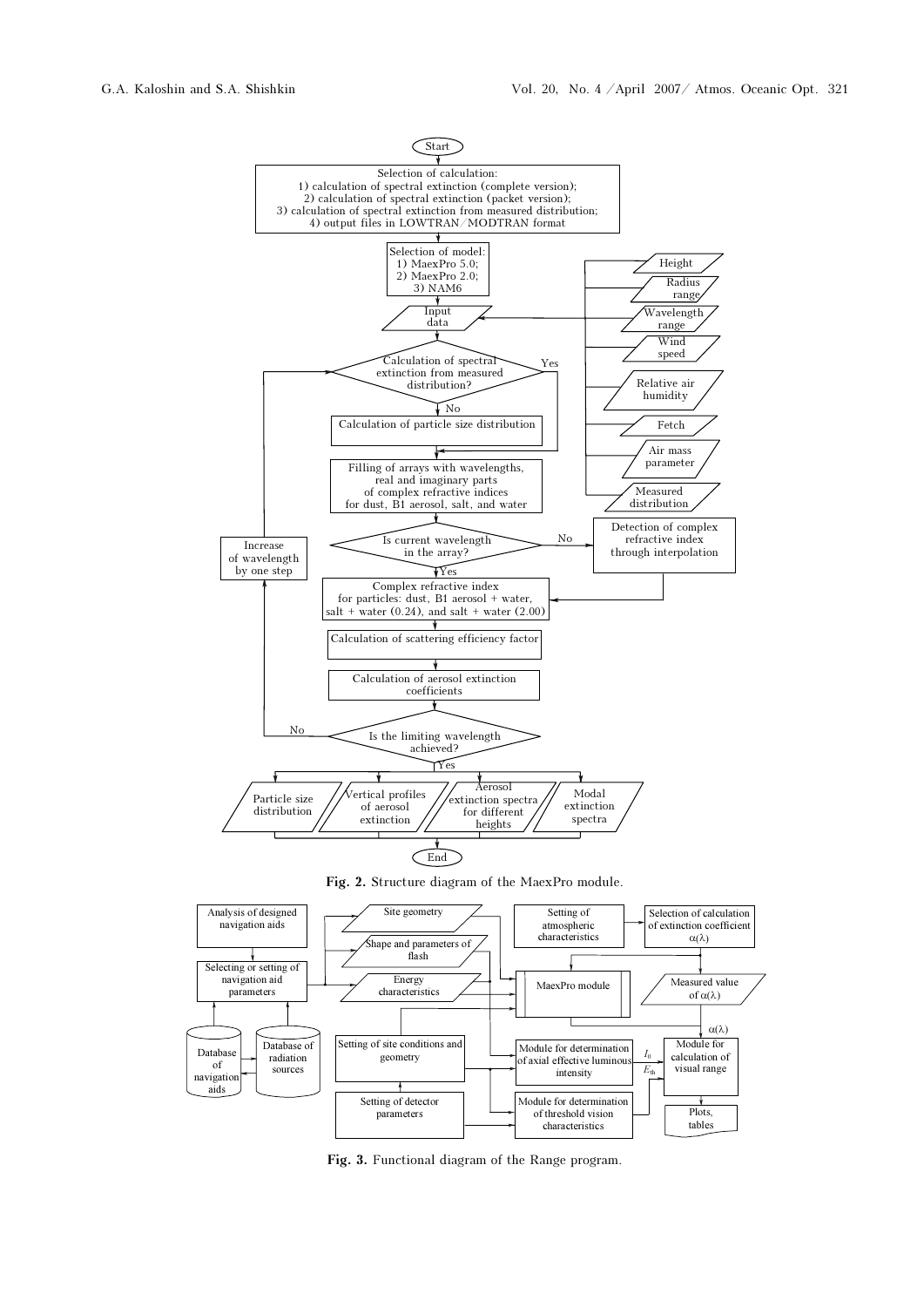**Fig. 2.** Structure diagram of the MaexPro module.

**Fig. 3.** Functional diagram of the Range program.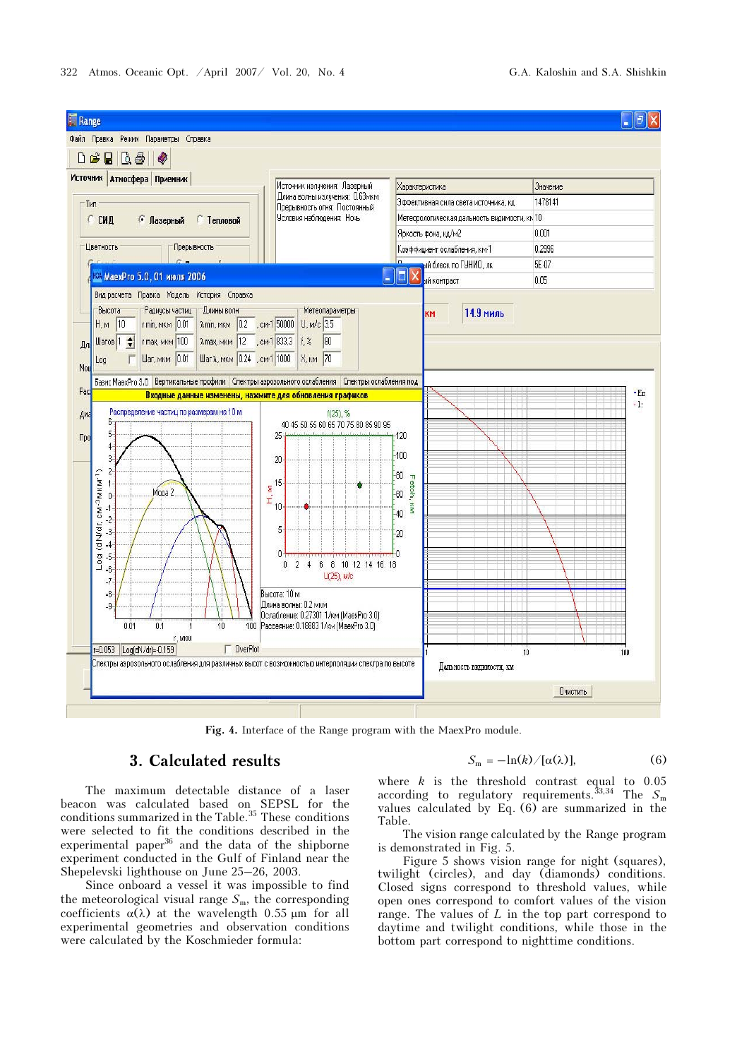Fig. 4. Interface of the Range program with the MaexPro module.

## 3. Calculated results

The maximum detectable distance of a laser beacon was calculated based on SEPSL for the conditions summarized in the Table.[35] These conditions were selected to fit the conditions described in the experimental paper[36] and the data of the shipborne experiment conducted in the Gulf of Finland near the Shepelevski lighthouse on June 25–26, 2003.

Since onboard a vessel it was impossible to find the meteorological visual range $S_m$, the corresponding coefficients $\alpha(\lambda)$ at the wavelength 0.55 μm for all experimental geometries and observation conditions were calculated by the Koschmieder formula:

$$S_m = -\ln(k)/[\alpha(\lambda)], \tag{6}$$

where $k$ is the threshold contrast equal to 0.05 according to regulatory requirements.[33,34] The $S_m$ values calculated by Eq. (6) are summarized in the Table.

The vision range calculated by the Range program is demonstrated in Fig. 5.

Figure 5 shows vision range for night (squares), twilight (circles), and day (diamonds) conditions. Closed signs correspond to threshold values, while open ones correspond to comfort values of the vision range. The values of $L$ in the top part correspond to daytime and twilight conditions, while those in the bottom part correspond to nighttime conditions.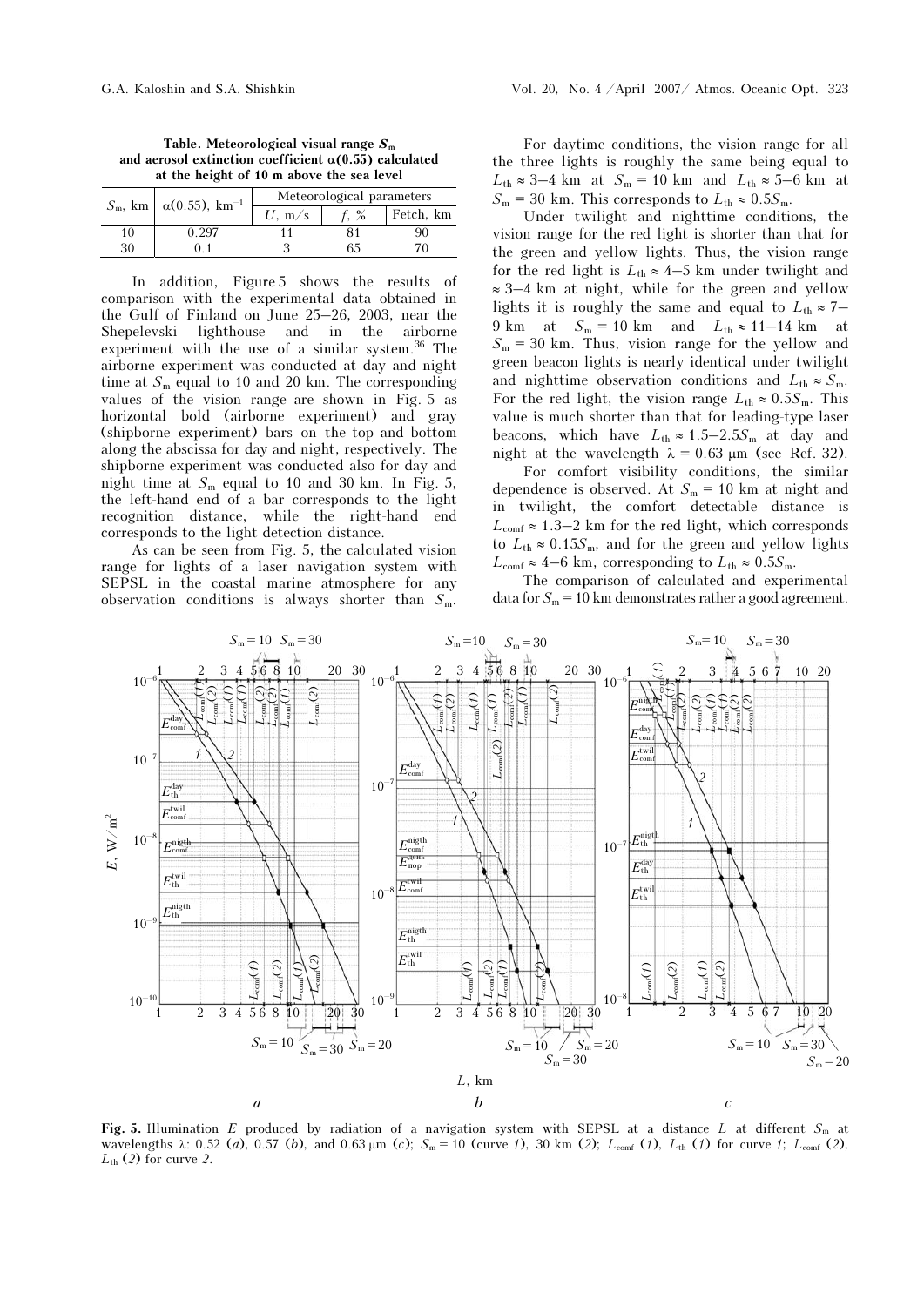**Table. Meteorological visual range $S_m$ and aerosol extinction coefficient $\alpha(0.55)$ calculated at the height of 10 m above the sea level**

| $S_m$, km | $\alpha(0.55)$, km$^{-1}$ | Meteorological parameters | | |
|---|---|---|---|---|
| | | $U$, m/s | $f$, % | Fetch, km |
| 10 | 0.297 | 11 | 81 | 90 |
| 30 | 0.1 | 3 | 65 | 70 |

In addition, Figure 5 shows the results of comparison with the experimental data obtained in the Gulf of Finland on June 25–26, 2003, near the Shepelevski lighthouse and in the airborne experiment with the use of a similar system.[36] The airborne experiment was conducted at day and night time at $S_m$ equal to 10 and 20 km. The corresponding values of the vision range are shown in Fig. 5 as horizontal bold (airborne experiment) and gray (shipborne experiment) bars on the top and bottom along the abscissa for day and night, respectively. The shipborne experiment was conducted also for day and night time at $S_m$ equal to 10 and 30 km. In Fig. 5, the left-hand end of a bar corresponds to the light recognition distance, while the right-hand end corresponds to the light detection distance.

As can be seen from Fig. 5, the calculated vision range for lights of a laser navigation system with SEPSL in the coastal marine atmosphere for any observation conditions is always shorter than $S_m$. For daytime conditions, the vision range for all the three lights is roughly the same being equal to $L_{th} \approx 3–4$ km at $S_m = 10$ km and $L_{th} \approx 5–6$ km at $S_m = 30$ km. This corresponds to $L_{th} \approx 0.5S_m$.

Under twilight and nighttime conditions, the vision range for the red light is shorter than that for the green and yellow lights. Thus, the vision range for the red light is $L_{th} \approx 4–5$ km under twilight and $\approx 3–4$ km at night, while for the green and yellow lights it is roughly the same and equal to $L_{th} \approx 7–9$ km at $S_m = 10$ km and $L_{th} \approx 11–14$ km at $S_m = 30$ km. Thus, vision range for the yellow and green beacon lights is nearly identical under twilight and nighttime observation conditions and $L_{th} \approx S_m$. For the red light, the vision range $L_{th} \approx 0.5S_m$. This value is much shorter than that for leading-type laser beacons, which have $L_{th} \approx 1.5–2.5S_m$ at day and night at the wavelength $\lambda = 0.63$ μm (see Ref. 32).

For comfort visibility conditions, the similar dependence is observed. At $S_m = 10$ km at night and in twilight, the comfort detectable distance is $L_{comf} \approx 1.3–2$ km for the red light, which corresponds to $L_{th} \approx 0.15S_m$, and for the green and yellow lights $L_{comf} \approx 4–6$ km, corresponding to $L_{th} \approx 0.5S_m$.

The comparison of calculated and experimental data for $S_m = 10$ km demonstrates rather a good agreement.

**Fig. 5.** Illumination $E$ produced by radiation of a navigation system with SEPSL at a distance $L$ at different $S_m$ at wavelengths λ: 0.52 (*a*), 0.57 (*b*), and 0.63 μm (*c*); $S_m = 10$ (curve *1*), 30 km (*2*); $L_{comf}$ (*1*), $L_{th}$ (*1*) for curve *1*; $L_{comf}$ (*2*), $L_{th}$ (*2*) for curve *2*.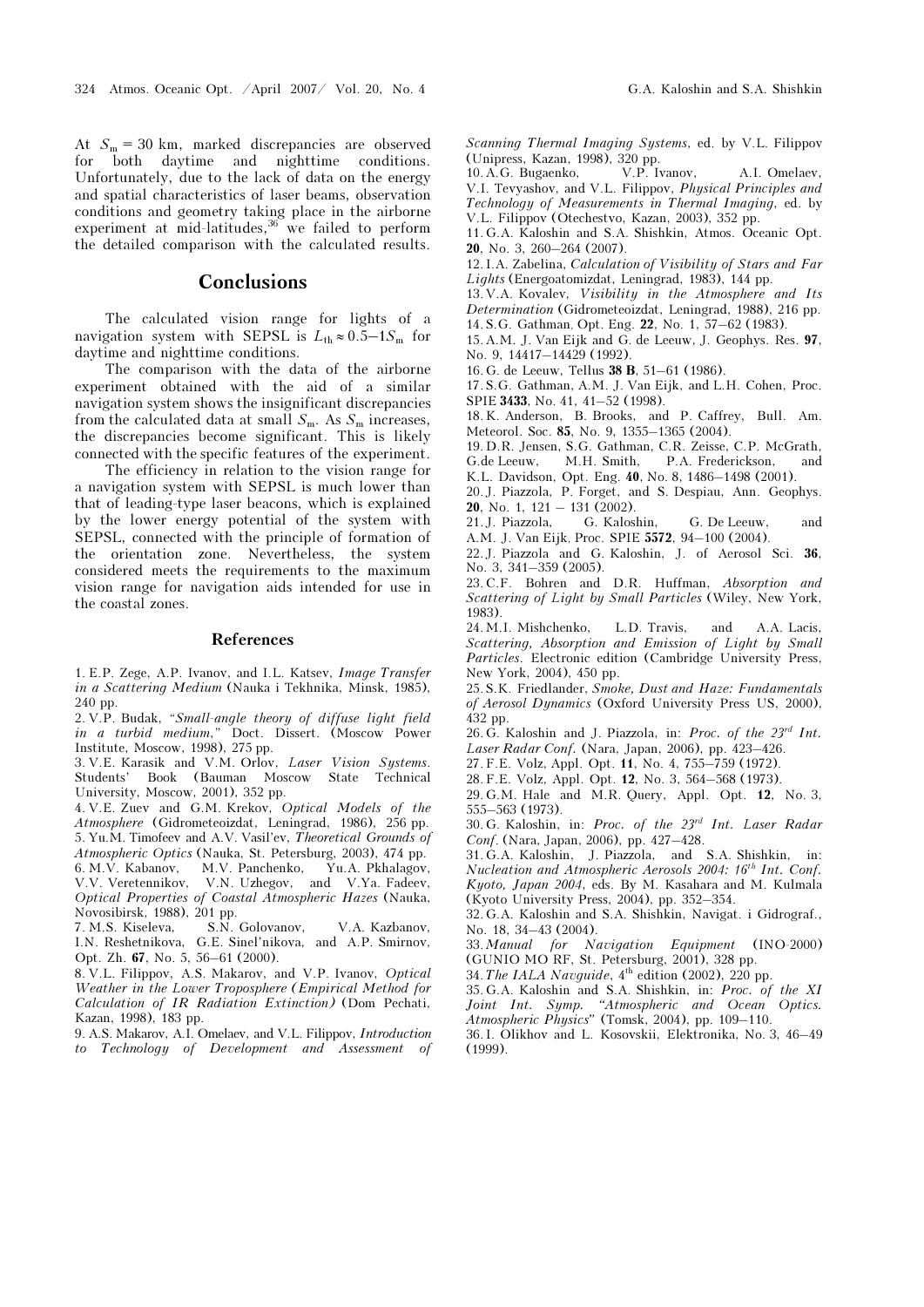At $S_m = 30$ km, marked discrepancies are observed for both daytime and nighttime conditions. Unfortunately, due to the lack of data on the energy and spatial characteristics of laser beams, observation conditions and geometry taking place in the airborne experiment at mid-latitudes,[36] we failed to perform the detailed comparison with the calculated results.

## Conclusions

The calculated vision range for lights of a navigation system with SEPSL is $L_{th} \approx 0.5–1S_m$ for daytime and nighttime conditions.

The comparison with the data of the airborne experiment obtained with the aid of a similar navigation system shows the insignificant discrepancies from the calculated data at small $S_m$. As $S_m$ increases, the discrepancies become significant. This is likely connected with the specific features of the experiment.

The efficiency in relation to the vision range for a navigation system with SEPSL is much lower than that of leading-type laser beacons, which is explained by the lower energy potential of the system with SEPSL, connected with the principle of formation of the orientation zone. Nevertheless, the system considered meets the requirements to the maximum vision range for navigation aids intended for use in the coastal zones.

## References

1. E.P. Zege, A.P. Ivanov, and I.L. Katsev, *Image Transfer in a Scattering Medium* (Nauka i Tekhnika, Minsk, 1985), 240 pp.
2. V.P. Budak, *"Small-angle theory of diffuse light field in a turbid medium,"* Doct. Dissert. (Moscow Power Institute, Moscow, 1998), 275 pp.
3. V.E. Karasik and V.M. Orlov, *Laser Vision Systems.* Students' Book (Bauman Moscow State Technical University, Moscow, 2001), 352 pp.
4. V.E. Zuev and G.M. Krekov, *Optical Models of the Atmosphere* (Gidrometeoizdat, Leningrad, 1986), 256 pp.
5. Yu.M. Timofeev and A.V. Vasil'ev, *Theoretical Grounds of Atmospheric Optics* (Nauka, St. Petersburg, 2003), 474 pp.
6. M.V. Kabanov, M.V. Panchenko, Yu.A. Pkhalagov, V.V. Veretennikov, V.N. Uzhegov, and V.Ya. Fadeev, *Optical Properties of Coastal Atmospheric Hazes* (Nauka, Novosibirsk, 1988), 201 pp.
7. M.S. Kiseleva, S.N. Golovanov, V.A. Kazbanov, I.N. Reshetnikova, G.E. Sinel'nikova, and A.P. Smirnov, Opt. Zh. **67**, No. 5, 56–61 (2000).
8. V.L. Filippov, A.S. Makarov, and V.P. Ivanov, *Optical Weather in the Lower Troposphere (Empirical Method for Calculation of IR Radiation Extinction)* (Dom Pechati, Kazan, 1998), 183 pp.
9. A.S. Makarov, A.I. Omelaev, and V.L. Filippov, *Introduction to Technology of Development and Assessment of Scanning Thermal Imaging Systems*, ed. by V.L. Filippov (Unipress, Kazan, 1998), 320 pp.
10. A.G. Bugaenko, V.P. Ivanov, A.I. Omelaev, V.I. Tevyashov, and V.L. Filippov, *Physical Principles and Technology of Measurements in Thermal Imaging*, ed. by V.L. Filippov (Otechestvo, Kazan, 2003), 352 pp.
11. G.A. Kaloshin and S.A. Shishkin, Atmos. Oceanic Opt. **20**, No. 3, 260–264 (2007).
12. I.A. Zabelina, *Calculation of Visibility of Stars and Far Lights* (Energoatomizdat, Leningrad, 1983), 144 pp.
13. V.A. Kovalev, *Visibility in the Atmosphere and Its Determination* (Gidrometeoizdat, Leningrad, 1988), 216 pp.
14. S.G. Gathman, Opt. Eng. **22**, No. 1, 57–62 (1983).
15. A.M. J. Van Eijk and G. de Leeuw, J. Geophys. Res. **97**, No. 9, 14417–14429 (1992).
16. G. de Leeuw, Tellus **38 B**, 51–61 (1986).
17. S.G. Gathman, A.M. J. Van Eijk, and L.H. Cohen, Proc. SPIE **3433**, No. 41, 41–52 (1998).
18. K. Anderson, B. Brooks, and P. Caffrey, Bull. Am. Meteorol. Soc. **85**, No. 9, 1355–1365 (2004).
19. D.R. Jensen, S.G. Gathman, C.R. Zeisse, C.P. McGrath, G.de Leeuw, M.H. Smith, P.A. Frederickson, and K.L. Davidson, Opt. Eng. **40**, No. 8, 1486–1498 (2001).
20. J. Piazzola, P. Forget, and S. Despiau, Ann. Geophys. **20**, No. 1, 121 – 131 (2002).
21. J. Piazzola, G. Kaloshin, G. De Leeuw, and A.M. J. Van Eijk, Proc. SPIE **5572**, 94–100 (2004).
22. J. Piazzola and G. Kaloshin, J. of Aerosol Sci. **36**, No. 3, 341–359 (2005).
23. C.F. Bohren and D.R. Huffman, *Absorption and Scattering of Light by Small Particles* (Wiley, New York, 1983).
24. M.I. Mishchenko, L.D. Travis, and A.A. Lacis, *Scattering, Absorption and Emission of Light by Small Particles.* Electronic edition (Cambridge University Press, New York, 2004), 450 pp.
25. S.K. Friedlander, *Smoke, Dust and Haze: Fundamentals of Aerosol Dynamics* (Oxford University Press US, 2000), 432 pp.
26. G. Kaloshin and J. Piazzola, in: *Proc. of the 23rd Int. Laser Radar Conf.* (Nara, Japan, 2006), pp. 423–426.
27. F.E. Volz, Appl. Opt. **11**, No. 4, 755–759 (1972).
28. F.E. Volz, Appl. Opt. **12**, No. 3, 564–568 (1973).
29. G.M. Hale and M.R. Query, Appl. Opt. **12**, No. 3, 555–563 (1973).
30. G. Kaloshin, in: *Proc. of the 23rd Int. Laser Radar Conf.* (Nara, Japan, 2006), pp. 427–428.
31. G.A. Kaloshin, J. Piazzola, and S.A. Shishkin, in: *Nucleation and Atmospheric Aerosols 2004: 16th Int. Conf. Kyoto, Japan 2004*, eds. By M. Kasahara and M. Kulmala (Kyoto University Press, 2004), pp. 352–354.
32. G.A. Kaloshin and S.A. Shishkin, Navigat. i Gidrograf., No. 18, 34–43 (2004).
33. *Manual for Navigation Equipment* (INO-2000) (GUNIO MO RF, St. Petersburg, 2001), 328 pp.
34. *The IALA Navguide*, 4th edition (2002), 220 pp.
35. G.A. Kaloshin and S.A. Shishkin, in: *Proc. of the XI Joint Int. Symp. "Atmospheric and Ocean Optics. Atmospheric Physics"* (Tomsk, 2004), pp. 109–110.
36. I. Olikhov and L. Kosovskii, Elektronika, No. 3, 46–49 (1999).